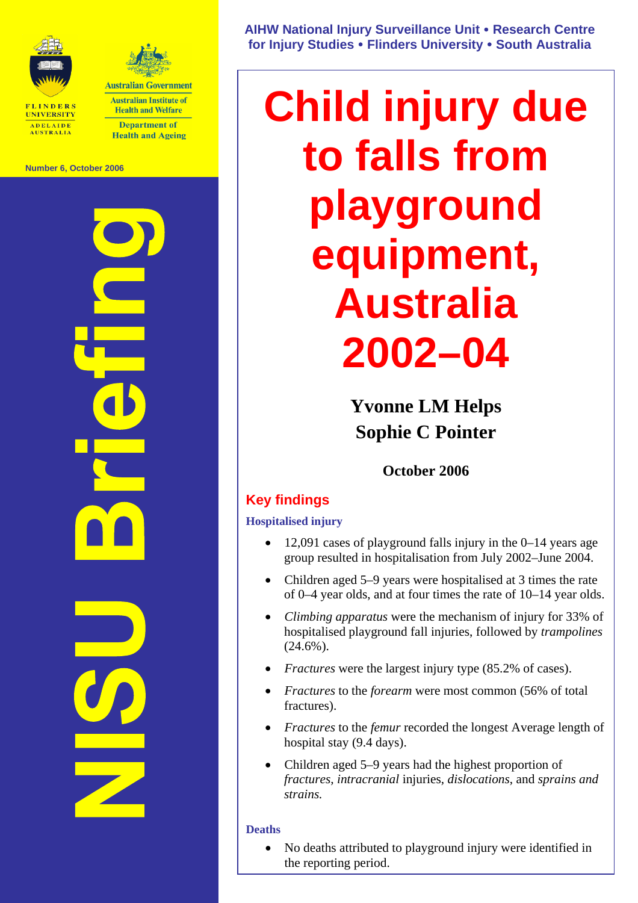FLINDERS UNIVERSITY ADELAIDE AUSTRALIA

Australian Government
Australian Institute of Health and Welfare
Department of Health and Ageing

Number 6, October 2006

NISU Briefing

AIHW National Injury Surveillance Unit • Research Centre for Injury Studies • Flinders University • South Australia

# Child injury due to falls from playground equipment, Australia 2002–04

**Yvonne LM Helps**
**Sophie C Pointer**

**October 2006**

## Key findings

### Hospitalised injury

- 12,091 cases of playground falls injury in the 0–14 years age group resulted in hospitalisation from July 2002–June 2004.
- Children aged 5–9 years were hospitalised at 3 times the rate of 0–4 year olds, and at four times the rate of 10–14 year olds.
- *Climbing apparatus* were the mechanism of injury for 33% of hospitalised playground fall injuries, followed by *trampolines* (24.6%).
- *Fractures* were the largest injury type (85.2% of cases).
- *Fractures* to the *forearm* were most common (56% of total fractures).
- *Fractures* to the *femur* recorded the longest Average length of hospital stay (9.4 days).
- Children aged 5–9 years had the highest proportion of *fractures*, *intracranial* injuries, *dislocations*, and *sprains and strains.*

### Deaths

- No deaths attributed to playground injury were identified in the reporting period.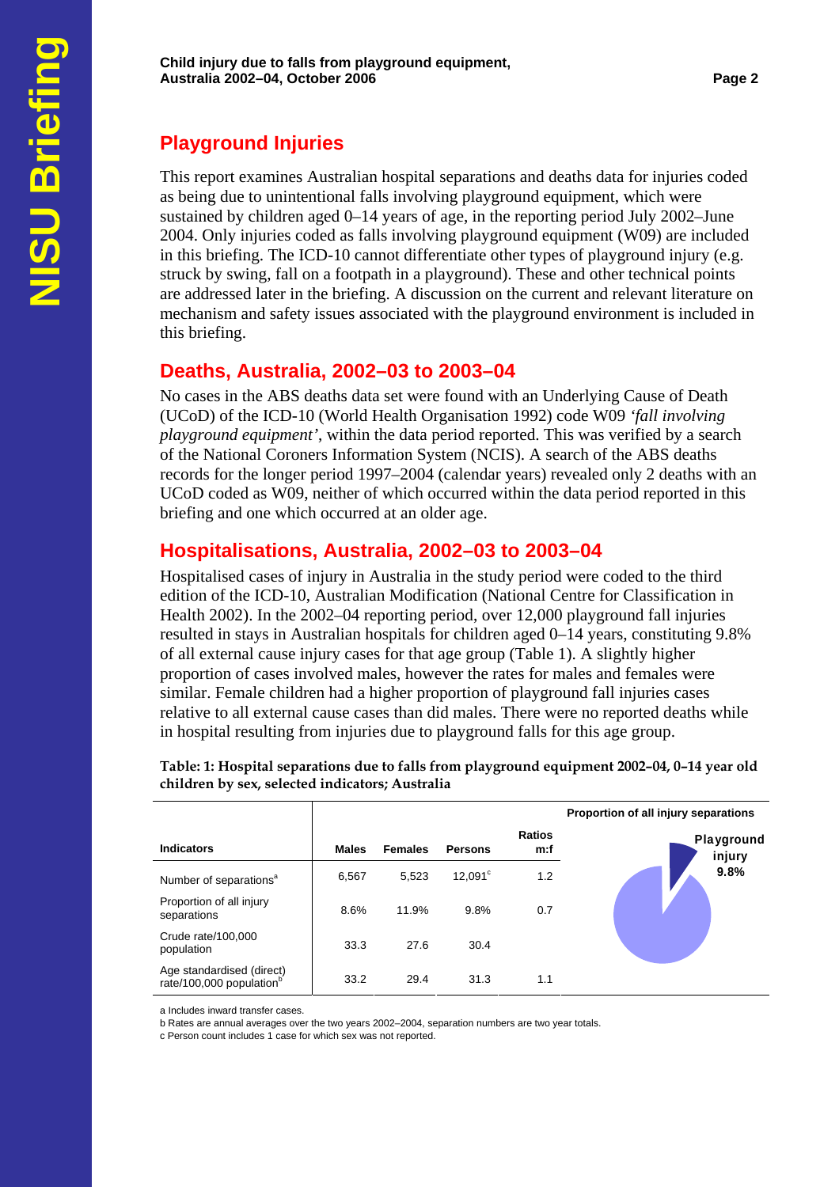## Playground Injuries

This report examines Australian hospital separations and deaths data for injuries coded as being due to unintentional falls involving playground equipment, which were sustained by children aged 0–14 years of age, in the reporting period July 2002–June 2004. Only injuries coded as falls involving playground equipment (W09) are included in this briefing. The ICD-10 cannot differentiate other types of playground injury (e.g. struck by swing, fall on a footpath in a playground). These and other technical points are addressed later in the briefing. A discussion on the current and relevant literature on mechanism and safety issues associated with the playground environment is included in this briefing.

## Deaths, Australia, 2002–03 to 2003–04

No cases in the ABS deaths data set were found with an Underlying Cause of Death (UCoD) of the ICD-10 (World Health Organisation 1992) code W09 *'fall involving playground equipment'*, within the data period reported. This was verified by a search of the National Coroners Information System (NCIS). A search of the ABS deaths records for the longer period 1997–2004 (calendar years) revealed only 2 deaths with an UCoD coded as W09, neither of which occurred within the data period reported in this briefing and one which occurred at an older age.

## Hospitalisations, Australia, 2002–03 to 2003–04

Hospitalised cases of injury in Australia in the study period were coded to the third edition of the ICD-10, Australian Modification (National Centre for Classification in Health 2002). In the 2002–04 reporting period, over 12,000 playground fall injuries resulted in stays in Australian hospitals for children aged 0–14 years, constituting 9.8% of all external cause injury cases for that age group (Table 1). A slightly higher proportion of cases involved males, however the rates for males and females were similar. Female children had a higher proportion of playground fall injuries cases relative to all external cause cases than did males. There were no reported deaths while in hospital resulting from injuries due to playground falls for this age group.

**Table: 1: Hospital separations due to falls from playground equipment 2002–04, 0–14 year old children by sex, selected indicators; Australia**

| Indicators | Males | Females | Persons | Ratios m:f | Proportion of all injury separations |
|---|---|---|---|---|---|
| Number of separations[a] | 6,567 | 5,523 | 12,091[c] | 1.2 | Playground injury 9.8% |
| Proportion of all injury separations | 8.6% | 11.9% | 9.8% | 0.7 | |
| Crude rate/100,000 population | 33.3 | 27.6 | 30.4 | | |
| Age standardised (direct) rate/100,000 population[b] | 33.2 | 29.4 | 31.3 | 1.1 | |

a Includes inward transfer cases.
b Rates are annual averages over the two years 2002–2004, separation numbers are two year totals.
c Person count includes 1 case for which sex was not reported.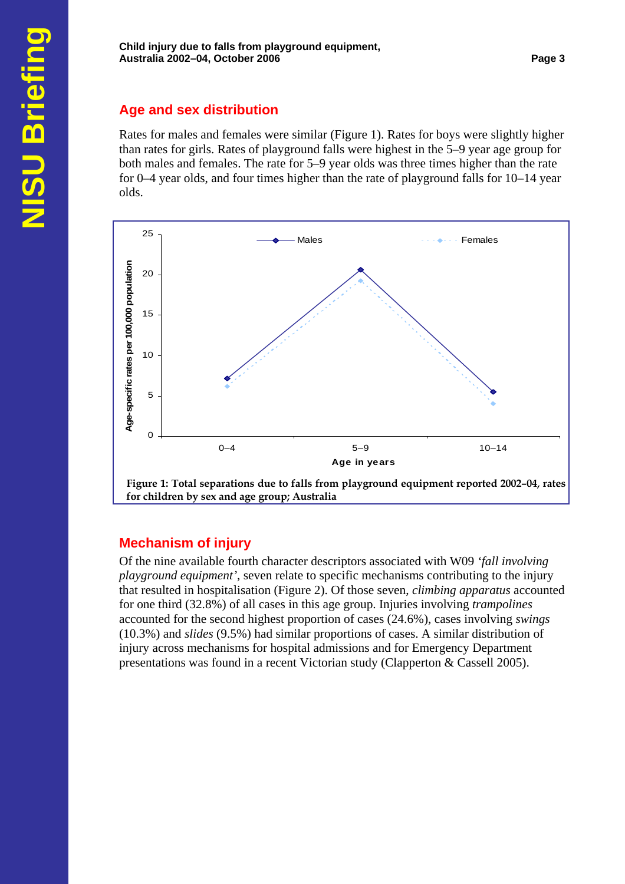## Age and sex distribution

Rates for males and females were similar (Figure 1). Rates for boys were slightly higher than rates for girls. Rates of playground falls were highest in the 5–9 year age group for both males and females. The rate for 5–9 year olds was three times higher than the rate for 0–4 year olds, and four times higher than the rate of playground falls for 10–14 year olds.

**Figure 1: Total separations due to falls from playground equipment reported 2002–04, rates for children by sex and age group; Australia**

## Mechanism of injury

Of the nine available fourth character descriptors associated with W09 *'fall involving playground equipment'*, seven relate to specific mechanisms contributing to the injury that resulted in hospitalisation (Figure 2). Of those seven, *climbing apparatus* accounted for one third (32.8%) of all cases in this age group. Injuries involving *trampolines* accounted for the second highest proportion of cases (24.6%), cases involving *swings* (10.3%) and *slides* (9.5%) had similar proportions of cases. A similar distribution of injury across mechanisms for hospital admissions and for Emergency Department presentations was found in a recent Victorian study (Clapperton & Cassell 2005).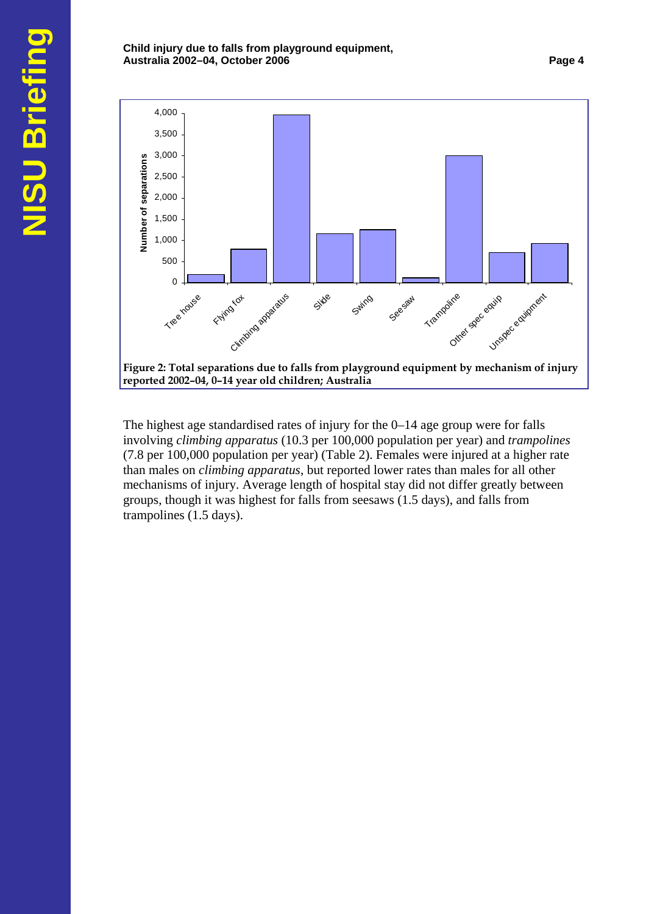Figure 2: Total separations due to falls from playground equipment by mechanism of injury reported 2002–04, 0–14 year old children; Australia

The highest age standardised rates of injury for the 0–14 age group were for falls involving *climbing apparatus* (10.3 per 100,000 population per year) and *trampolines* (7.8 per 100,000 population per year) (Table 2). Females were injured at a higher rate than males on *climbing apparatus*, but reported lower rates than males for all other mechanisms of injury. Average length of hospital stay did not differ greatly between groups, though it was highest for falls from seesaws (1.5 days), and falls from trampolines (1.5 days).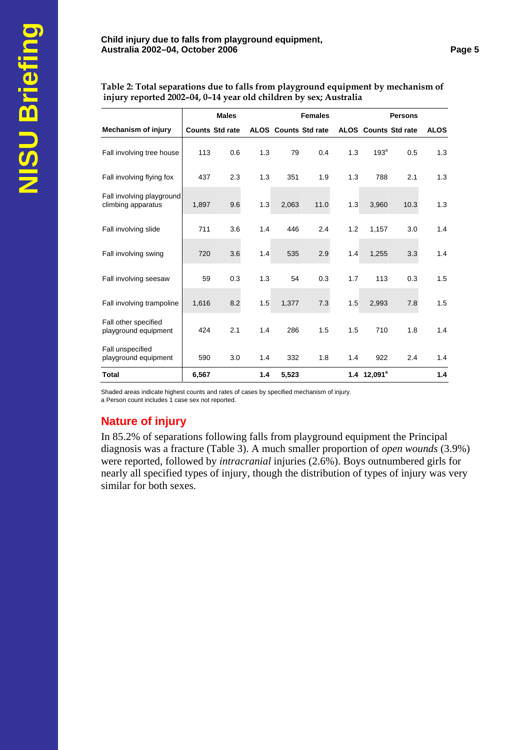**Table 2: Total separations due to falls from playground equipment by mechanism of injury reported 2002–04, 0–14 year old children by sex; Australia**

| | Males | | | Females | | | Persons | | |
|---|---|---|---|---|---|---|---|---|---|
| Mechanism of injury | Counts | Std rate | ALOS | Counts | Std rate | ALOS | Counts | Std rate | ALOS |
| Fall involving tree house | 113 | 0.6 | 1.3 | 79 | 0.4 | 1.3 | 193[a] | 0.5 | 1.3 |
| Fall involving flying fox | 437 | 2.3 | 1.3 | 351 | 1.9 | 1.3 | 788 | 2.1 | 1.3 |
| Fall involving playground climbing apparatus | 1,897 | 9.6 | 1.3 | 2,063 | 11.0 | 1.3 | 3,960 | 10.3 | 1.3 |
| Fall involving slide | 711 | 3.6 | 1.4 | 446 | 2.4 | 1.2 | 1,157 | 3.0 | 1.4 |
| Fall involving swing | 720 | 3.6 | 1.4 | 535 | 2.9 | 1.4 | 1,255 | 3.3 | 1.4 |
| Fall involving seesaw | 59 | 0.3 | 1.3 | 54 | 0.3 | 1.7 | 113 | 0.3 | 1.5 |
| Fall involving trampoline | 1,616 | 8.2 | 1.5 | 1,377 | 7.3 | 1.5 | 2,993 | 7.8 | 1.5 |
| Fall other specified playground equipment | 424 | 2.1 | 1.4 | 286 | 1.5 | 1.5 | 710 | 1.8 | 1.4 |
| Fall unspecified playground equipment | 590 | 3.0 | 1.4 | 332 | 1.8 | 1.4 | 922 | 2.4 | 1.4 |
| **Total** | **6,567** | | **1.4** | **5,523** | | **1.4** | **12,091[a]** | | **1.4** |

Shaded areas indicate highest counts and rates of cases by specified mechanism of injury.
a Person count includes 1 case sex not reported.

## Nature of injury

In 85.2% of separations following falls from playground equipment the Principal diagnosis was a fracture (Table 3). A much smaller proportion of *open wounds* (3.9%) were reported, followed by *intracranial* injuries (2.6%). Boys outnumbered girls for nearly all specified types of injury, though the distribution of types of injury was very similar for both sexes.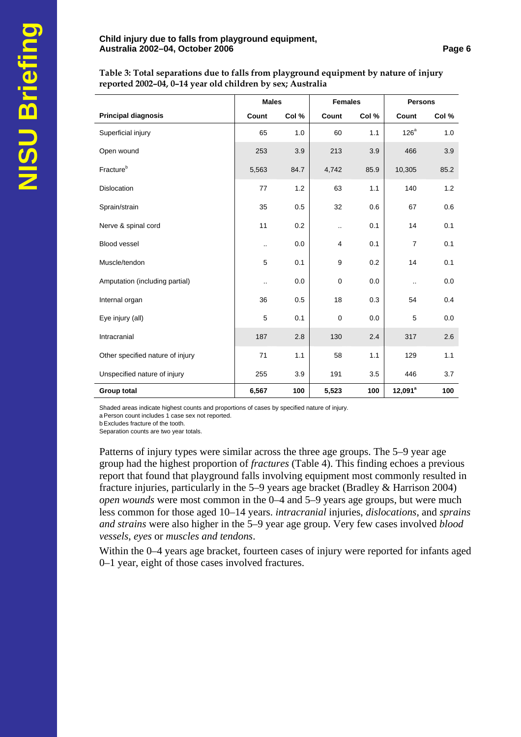**Table 3: Total separations due to falls from playground equipment by nature of injury reported 2002–04, 0–14 year old children by sex; Australia**

| | Males | | Females | | Persons | |
|---|---|---|---|---|---|---|
| **Principal diagnosis** | **Count** | **Col %** | **Count** | **Col %** | **Count** | **Col %** |
| Superficial injury | 65 | 1.0 | 60 | 1.1 | 126[a] | 1.0 |
| Open wound | 253 | 3.9 | 213 | 3.9 | 466 | 3.9 |
| Fracture[b] | 5,563 | 84.7 | 4,742 | 85.9 | 10,305 | 85.2 |
| Dislocation | 77 | 1.2 | 63 | 1.1 | 140 | 1.2 |
| Sprain/strain | 35 | 0.5 | 32 | 0.6 | 67 | 0.6 |
| Nerve & spinal cord | 11 | 0.2 | .. | 0.1 | 14 | 0.1 |
| Blood vessel | .. | 0.0 | 4 | 0.1 | 7 | 0.1 |
| Muscle/tendon | 5 | 0.1 | 9 | 0.2 | 14 | 0.1 |
| Amputation (including partial) | .. | 0.0 | 0 | 0.0 | .. | 0.0 |
| Internal organ | 36 | 0.5 | 18 | 0.3 | 54 | 0.4 |
| Eye injury (all) | 5 | 0.1 | 0 | 0.0 | 5 | 0.0 |
| Intracranial | 187 | 2.8 | 130 | 2.4 | 317 | 2.6 |
| Other specified nature of injury | 71 | 1.1 | 58 | 1.1 | 129 | 1.1 |
| Unspecified nature of injury | 255 | 3.9 | 191 | 3.5 | 446 | 3.7 |
| **Group total** | **6,567** | **100** | **5,523** | **100** | **12,091[a]** | **100** |

Shaded areas indicate highest counts and proportions of cases by specified nature of injury.
a Person count includes 1 case sex not reported.
b Excludes fracture of the tooth.
Separation counts are two year totals.

Patterns of injury types were similar across the three age groups. The 5–9 year age group had the highest proportion of *fractures* (Table 4). This finding echoes a previous report that found that playground falls involving equipment most commonly resulted in fracture injuries, particularly in the 5–9 years age bracket (Bradley & Harrison 2004) *open wounds* were most common in the 0–4 and 5–9 years age groups, but were much less common for those aged 10–14 years. *intracranial* injuries, *dislocations*, and *sprains and strains* were also higher in the 5–9 year age group. Very few cases involved *blood vessels*, *eyes* or *muscles and tendons*.

Within the 0–4 years age bracket, fourteen cases of injury were reported for infants aged 0–1 year, eight of those cases involved fractures.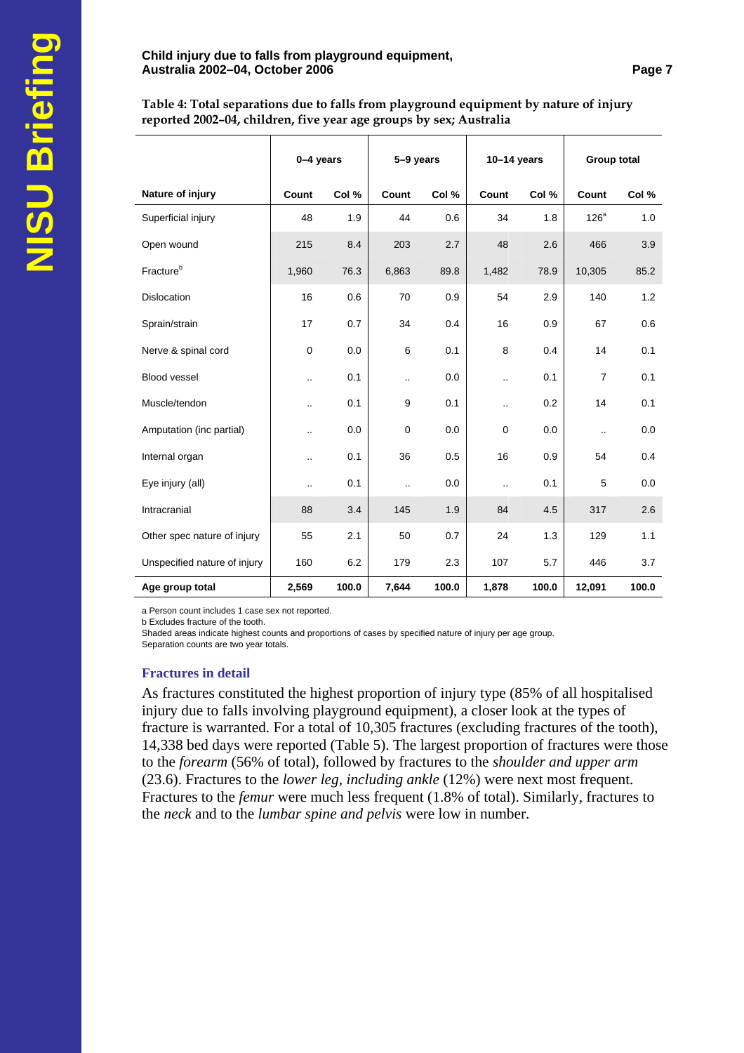**Table 4: Total separations due to falls from playground equipment by nature of injury reported 2002–04, children, five year age groups by sex; Australia**

| | 0–4 years | | 5–9 years | | 10–14 years | | Group total | |
|---|---|---|---|---|---|---|---|---|
| **Nature of injury** | **Count** | **Col %** | **Count** | **Col %** | **Count** | **Col %** | **Count** | **Col %** |
| Superficial injury | 48 | 1.9 | 44 | 0.6 | 34 | 1.8 | 126[a] | 1.0 |
| Open wound | 215 | 8.4 | 203 | 2.7 | 48 | 2.6 | 466 | 3.9 |
| Fracture[b] | 1,960 | 76.3 | 6,863 | 89.8 | 1,482 | 78.9 | 10,305 | 85.2 |
| Dislocation | 16 | 0.6 | 70 | 0.9 | 54 | 2.9 | 140 | 1.2 |
| Sprain/strain | 17 | 0.7 | 34 | 0.4 | 16 | 0.9 | 67 | 0.6 |
| Nerve & spinal cord | 0 | 0.0 | 6 | 0.1 | 8 | 0.4 | 14 | 0.1 |
| Blood vessel | .. | 0.1 | .. | 0.0 | .. | 0.1 | 7 | 0.1 |
| Muscle/tendon | .. | 0.1 | 9 | 0.1 | .. | 0.2 | 14 | 0.1 |
| Amputation (inc partial) | .. | 0.0 | 0 | 0.0 | 0 | 0.0 | .. | 0.0 |
| Internal organ | .. | 0.1 | 36 | 0.5 | 16 | 0.9 | 54 | 0.4 |
| Eye injury (all) | .. | 0.1 | .. | 0.0 | .. | 0.1 | 5 | 0.0 |
| Intracranial | 88 | 3.4 | 145 | 1.9 | 84 | 4.5 | 317 | 2.6 |
| Other spec nature of injury | 55 | 2.1 | 50 | 0.7 | 24 | 1.3 | 129 | 1.1 |
| Unspecified nature of injury | 160 | 6.2 | 179 | 2.3 | 107 | 5.7 | 446 | 3.7 |
| **Age group total** | **2,569** | **100.0** | **7,644** | **100.0** | **1,878** | **100.0** | **12,091** | **100.0** |

a Person count includes 1 case sex not reported.
b Excludes fracture of the tooth.
Shaded areas indicate highest counts and proportions of cases by specified nature of injury per age group.
Separation counts are two year totals.

### Fractures in detail

As fractures constituted the highest proportion of injury type (85% of all hospitalised injury due to falls involving playground equipment), a closer look at the types of fracture is warranted. For a total of 10,305 fractures (excluding fractures of the tooth), 14,338 bed days were reported (Table 5). The largest proportion of fractures were those to the *forearm* (56% of total), followed by fractures to the *shoulder and upper arm* (23.6). Fractures to the *lower leg, including ankle* (12%) were next most frequent. Fractures to the *femur* were much less frequent (1.8% of total). Similarly, fractures to the *neck* and to the *lumbar spine and pelvis* were low in number.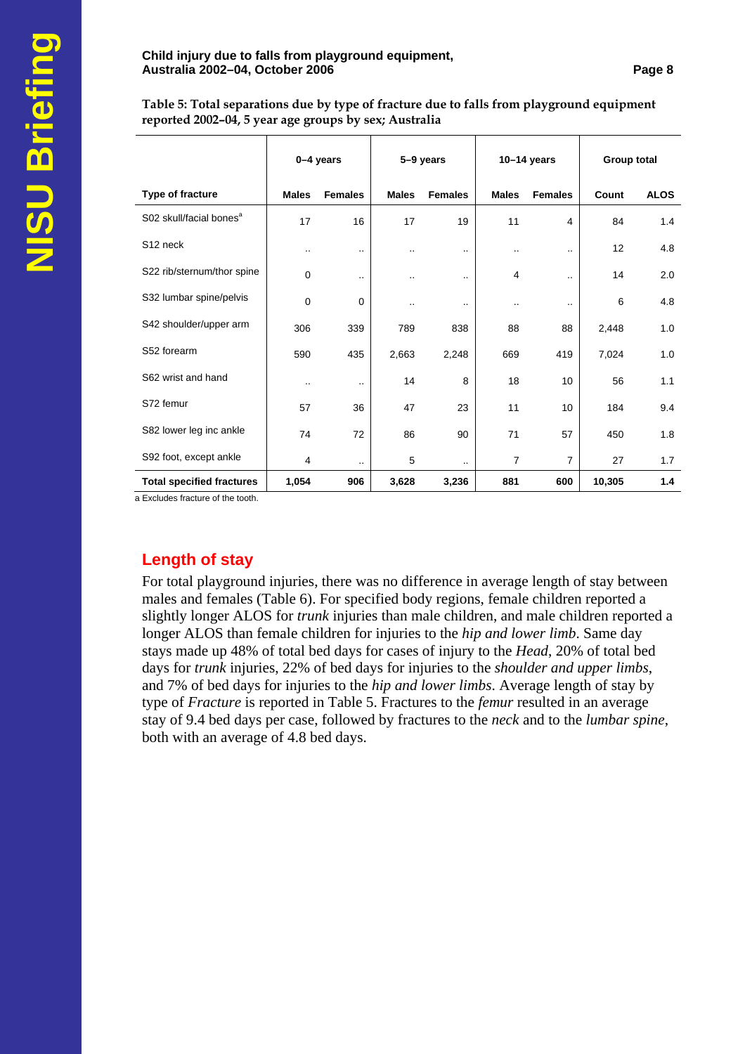**Table 5: Total separations due by type of fracture due to falls from playground equipment reported 2002–04, 5 year age groups by sex; Australia**

| | 0–4 years | | 5–9 years | | 10–14 years | | Group total | |
|---|---|---|---|---|---|---|---|---|
| **Type of fracture** | **Males** | **Females** | **Males** | **Females** | **Males** | **Females** | **Count** | **ALOS** |
| S02 skull/facial bones[a] | 17 | 16 | 17 | 19 | 11 | 4 | 84 | 1.4 |
| S12 neck | .. | .. | .. | .. | .. | .. | 12 | 4.8 |
| S22 rib/sternum/thor spine | 0 | .. | .. | .. | 4 | .. | 14 | 2.0 |
| S32 lumbar spine/pelvis | 0 | 0 | .. | .. | .. | .. | 6 | 4.8 |
| S42 shoulder/upper arm | 306 | 339 | 789 | 838 | 88 | 88 | 2,448 | 1.0 |
| S52 forearm | 590 | 435 | 2,663 | 2,248 | 669 | 419 | 7,024 | 1.0 |
| S62 wrist and hand | .. | .. | 14 | 8 | 18 | 10 | 56 | 1.1 |
| S72 femur | 57 | 36 | 47 | 23 | 11 | 10 | 184 | 9.4 |
| S82 lower leg inc ankle | 74 | 72 | 86 | 90 | 71 | 57 | 450 | 1.8 |
| S92 foot, except ankle | 4 | .. | 5 | .. | 7 | 7 | 27 | 1.7 |
| **Total specified fractures** | **1,054** | **906** | **3,628** | **3,236** | **881** | **600** | **10,305** | **1.4** |

a Excludes fracture of the tooth.

## Length of stay

For total playground injuries, there was no difference in average length of stay between males and females (Table 6). For specified body regions, female children reported a slightly longer ALOS for *trunk* injuries than male children, and male children reported a longer ALOS than female children for injuries to the *hip and lower limb*. Same day stays made up 48% of total bed days for cases of injury to the *Head*, 20% of total bed days for *trunk* injuries, 22% of bed days for injuries to the *shoulder and upper limbs*, and 7% of bed days for injuries to the *hip and lower limbs*. Average length of stay by type of *Fracture* is reported in Table 5. Fractures to the *femur* resulted in an average stay of 9.4 bed days per case, followed by fractures to the *neck* and to the *lumbar spine*, both with an average of 4.8 bed days.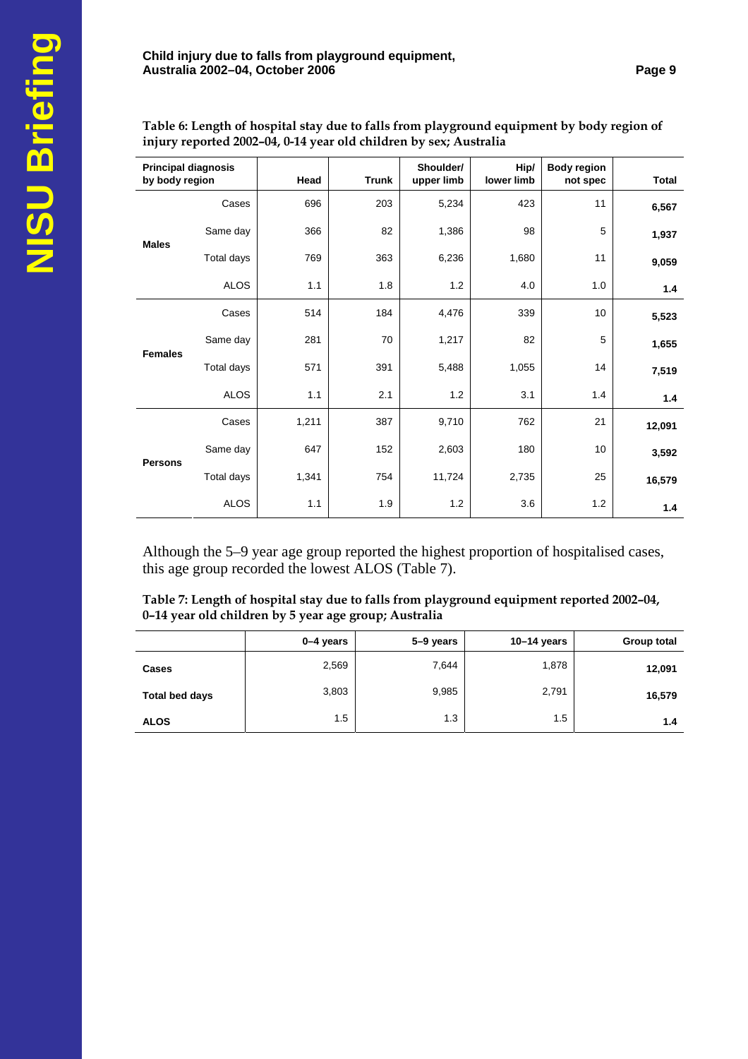**Table 6: Length of hospital stay due to falls from playground equipment by body region of injury reported 2002–04, 0-14 year old children by sex; Australia**

| Principal diagnosis by body region | | Head | Trunk | Shoulder/ upper limb | Hip/ lower limb | Body region not spec | Total |
|---|---|---|---|---|---|---|---|
| Males | Cases | 696 | 203 | 5,234 | 423 | 11 | **6,567** |
| | Same day | 366 | 82 | 1,386 | 98 | 5 | **1,937** |
| | Total days | 769 | 363 | 6,236 | 1,680 | 11 | **9,059** |
| | ALOS | 1.1 | 1.8 | 1.2 | 4.0 | 1.0 | **1.4** |
| Females | Cases | 514 | 184 | 4,476 | 339 | 10 | **5,523** |
| | Same day | 281 | 70 | 1,217 | 82 | 5 | **1,655** |
| | Total days | 571 | 391 | 5,488 | 1,055 | 14 | **7,519** |
| | ALOS | 1.1 | 2.1 | 1.2 | 3.1 | 1.4 | **1.4** |
| Persons | Cases | 1,211 | 387 | 9,710 | 762 | 21 | **12,091** |
| | Same day | 647 | 152 | 2,603 | 180 | 10 | **3,592** |
| | Total days | 1,341 | 754 | 11,724 | 2,735 | 25 | **16,579** |
| | ALOS | 1.1 | 1.9 | 1.2 | 3.6 | 1.2 | **1.4** |

Although the 5–9 year age group reported the highest proportion of hospitalised cases, this age group recorded the lowest ALOS (Table 7).

**Table 7: Length of hospital stay due to falls from playground equipment reported 2002–04, 0–14 year old children by 5 year age group; Australia**

| | 0–4 years | 5–9 years | 10–14 years | Group total |
|---|---|---|---|---|
| **Cases** | 2,569 | 7,644 | 1,878 | **12,091** |
| **Total bed days** | 3,803 | 9,985 | 2,791 | **16,579** |
| **ALOS** | 1.5 | 1.3 | 1.5 | **1.4** |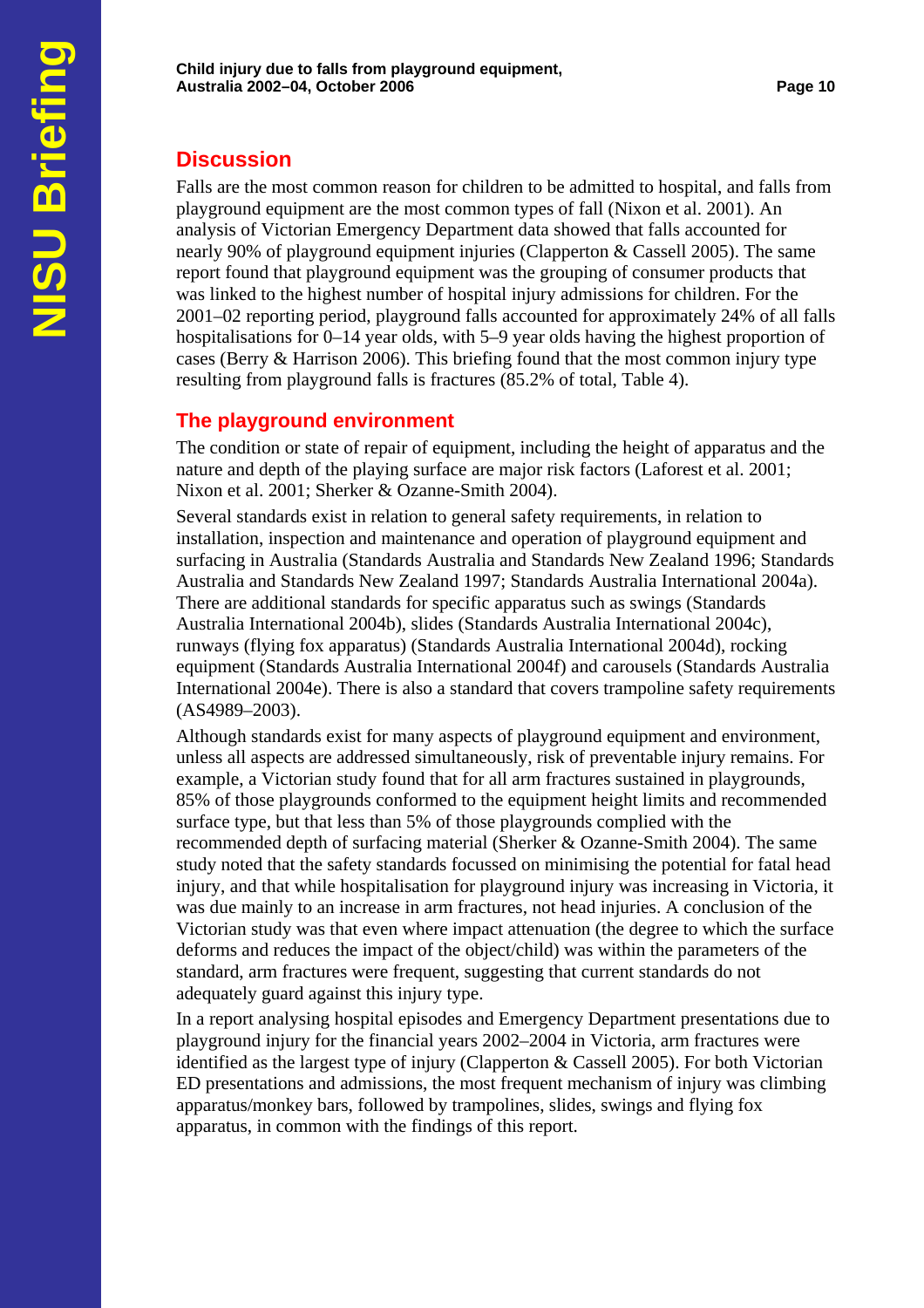## Discussion

Falls are the most common reason for children to be admitted to hospital, and falls from playground equipment are the most common types of fall (Nixon et al. 2001). An analysis of Victorian Emergency Department data showed that falls accounted for nearly 90% of playground equipment injuries (Clapperton & Cassell 2005). The same report found that playground equipment was the grouping of consumer products that was linked to the highest number of hospital injury admissions for children. For the 2001–02 reporting period, playground falls accounted for approximately 24% of all falls hospitalisations for 0–14 year olds, with 5–9 year olds having the highest proportion of cases (Berry & Harrison 2006). This briefing found that the most common injury type resulting from playground falls is fractures (85.2% of total, Table 4).

## The playground environment

The condition or state of repair of equipment, including the height of apparatus and the nature and depth of the playing surface are major risk factors (Laforest et al. 2001; Nixon et al. 2001; Sherker & Ozanne-Smith 2004).

Several standards exist in relation to general safety requirements, in relation to installation, inspection and maintenance and operation of playground equipment and surfacing in Australia (Standards Australia and Standards New Zealand 1996; Standards Australia and Standards New Zealand 1997; Standards Australia International 2004a). There are additional standards for specific apparatus such as swings (Standards Australia International 2004b), slides (Standards Australia International 2004c), runways (flying fox apparatus) (Standards Australia International 2004d), rocking equipment (Standards Australia International 2004f) and carousels (Standards Australia International 2004e). There is also a standard that covers trampoline safety requirements (AS4989–2003).

Although standards exist for many aspects of playground equipment and environment, unless all aspects are addressed simultaneously, risk of preventable injury remains. For example, a Victorian study found that for all arm fractures sustained in playgrounds, 85% of those playgrounds conformed to the equipment height limits and recommended surface type, but that less than 5% of those playgrounds complied with the recommended depth of surfacing material (Sherker & Ozanne-Smith 2004). The same study noted that the safety standards focussed on minimising the potential for fatal head injury, and that while hospitalisation for playground injury was increasing in Victoria, it was due mainly to an increase in arm fractures, not head injuries. A conclusion of the Victorian study was that even where impact attenuation (the degree to which the surface deforms and reduces the impact of the object/child) was within the parameters of the standard, arm fractures were frequent, suggesting that current standards do not adequately guard against this injury type.

In a report analysing hospital episodes and Emergency Department presentations due to playground injury for the financial years 2002–2004 in Victoria, arm fractures were identified as the largest type of injury (Clapperton & Cassell 2005). For both Victorian ED presentations and admissions, the most frequent mechanism of injury was climbing apparatus/monkey bars, followed by trampolines, slides, swings and flying fox apparatus, in common with the findings of this report.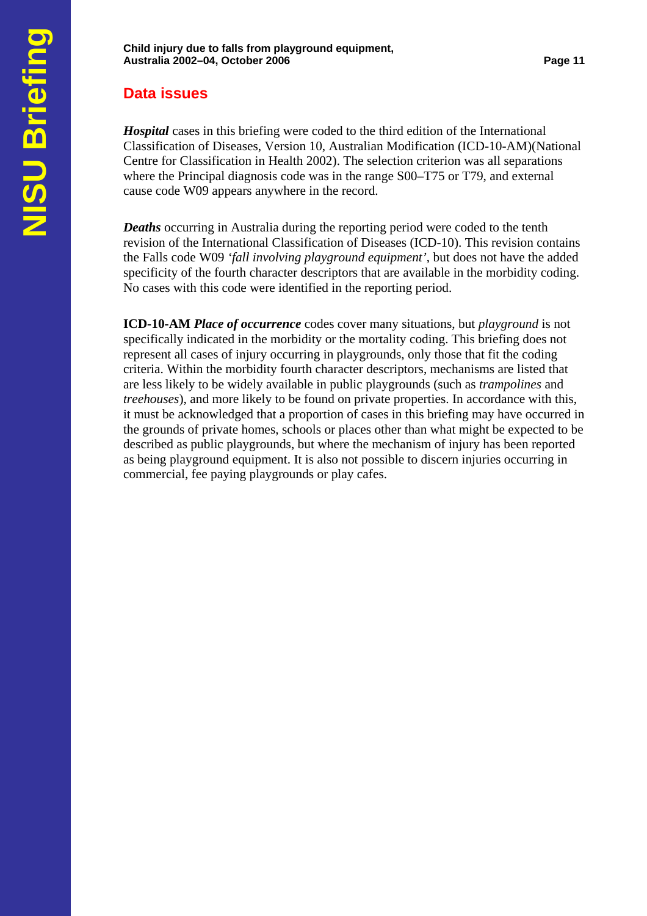## Data issues

***Hospital*** cases in this briefing were coded to the third edition of the International Classification of Diseases, Version 10, Australian Modification (ICD-10-AM)(National Centre for Classification in Health 2002). The selection criterion was all separations where the Principal diagnosis code was in the range S00–T75 or T79, and external cause code W09 appears anywhere in the record.

***Deaths*** occurring in Australia during the reporting period were coded to the tenth revision of the International Classification of Diseases (ICD-10). This revision contains the Falls code W09 *'fall involving playground equipment'*, but does not have the added specificity of the fourth character descriptors that are available in the morbidity coding. No cases with this code were identified in the reporting period.

**ICD-10-AM *Place of occurrence*** codes cover many situations, but *playground* is not specifically indicated in the morbidity or the mortality coding. This briefing does not represent all cases of injury occurring in playgrounds, only those that fit the coding criteria. Within the morbidity fourth character descriptors, mechanisms are listed that are less likely to be widely available in public playgrounds (such as *trampolines* and *treehouses*), and more likely to be found on private properties. In accordance with this, it must be acknowledged that a proportion of cases in this briefing may have occurred in the grounds of private homes, schools or places other than what might be expected to be described as public playgrounds, but where the mechanism of injury has been reported as being playground equipment. It is also not possible to discern injuries occurring in commercial, fee paying playgrounds or play cafes.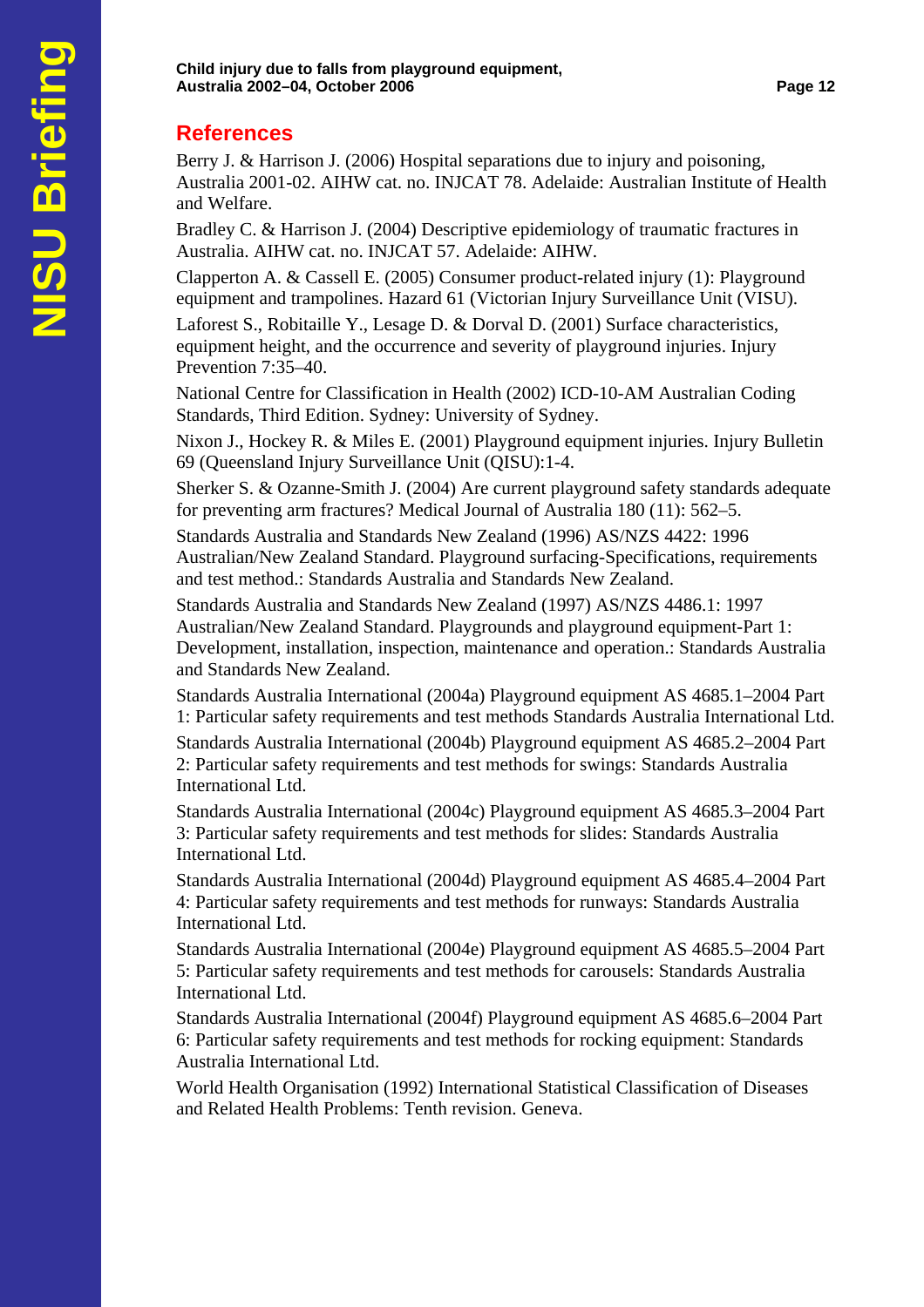## References

Berry J. & Harrison J. (2006) Hospital separations due to injury and poisoning, Australia 2001-02. AIHW cat. no. INJCAT 78. Adelaide: Australian Institute of Health and Welfare.

Bradley C. & Harrison J. (2004) Descriptive epidemiology of traumatic fractures in Australia. AIHW cat. no. INJCAT 57. Adelaide: AIHW.

Clapperton A. & Cassell E. (2005) Consumer product-related injury (1): Playground equipment and trampolines. Hazard 61 (Victorian Injury Surveillance Unit (VISU).

Laforest S., Robitaille Y., Lesage D. & Dorval D. (2001) Surface characteristics, equipment height, and the occurrence and severity of playground injuries. Injury Prevention 7:35–40.

National Centre for Classification in Health (2002) ICD-10-AM Australian Coding Standards, Third Edition. Sydney: University of Sydney.

Nixon J., Hockey R. & Miles E. (2001) Playground equipment injuries. Injury Bulletin 69 (Queensland Injury Surveillance Unit (QISU):1-4.

Sherker S. & Ozanne-Smith J. (2004) Are current playground safety standards adequate for preventing arm fractures? Medical Journal of Australia 180 (11): 562–5.

Standards Australia and Standards New Zealand (1996) AS/NZS 4422: 1996 Australian/New Zealand Standard. Playground surfacing-Specifications, requirements and test method.: Standards Australia and Standards New Zealand.

Standards Australia and Standards New Zealand (1997) AS/NZS 4486.1: 1997 Australian/New Zealand Standard. Playgrounds and playground equipment-Part 1: Development, installation, inspection, maintenance and operation.: Standards Australia and Standards New Zealand.

Standards Australia International (2004a) Playground equipment AS 4685.1–2004 Part 1: Particular safety requirements and test methods Standards Australia International Ltd.

Standards Australia International (2004b) Playground equipment AS 4685.2–2004 Part 2: Particular safety requirements and test methods for swings: Standards Australia International Ltd.

Standards Australia International (2004c) Playground equipment AS 4685.3–2004 Part 3: Particular safety requirements and test methods for slides: Standards Australia International Ltd.

Standards Australia International (2004d) Playground equipment AS 4685.4–2004 Part 4: Particular safety requirements and test methods for runways: Standards Australia International Ltd.

Standards Australia International (2004e) Playground equipment AS 4685.5–2004 Part 5: Particular safety requirements and test methods for carousels: Standards Australia International Ltd.

Standards Australia International (2004f) Playground equipment AS 4685.6–2004 Part 6: Particular safety requirements and test methods for rocking equipment: Standards Australia International Ltd.

World Health Organisation (1992) International Statistical Classification of Diseases and Related Health Problems: Tenth revision. Geneva.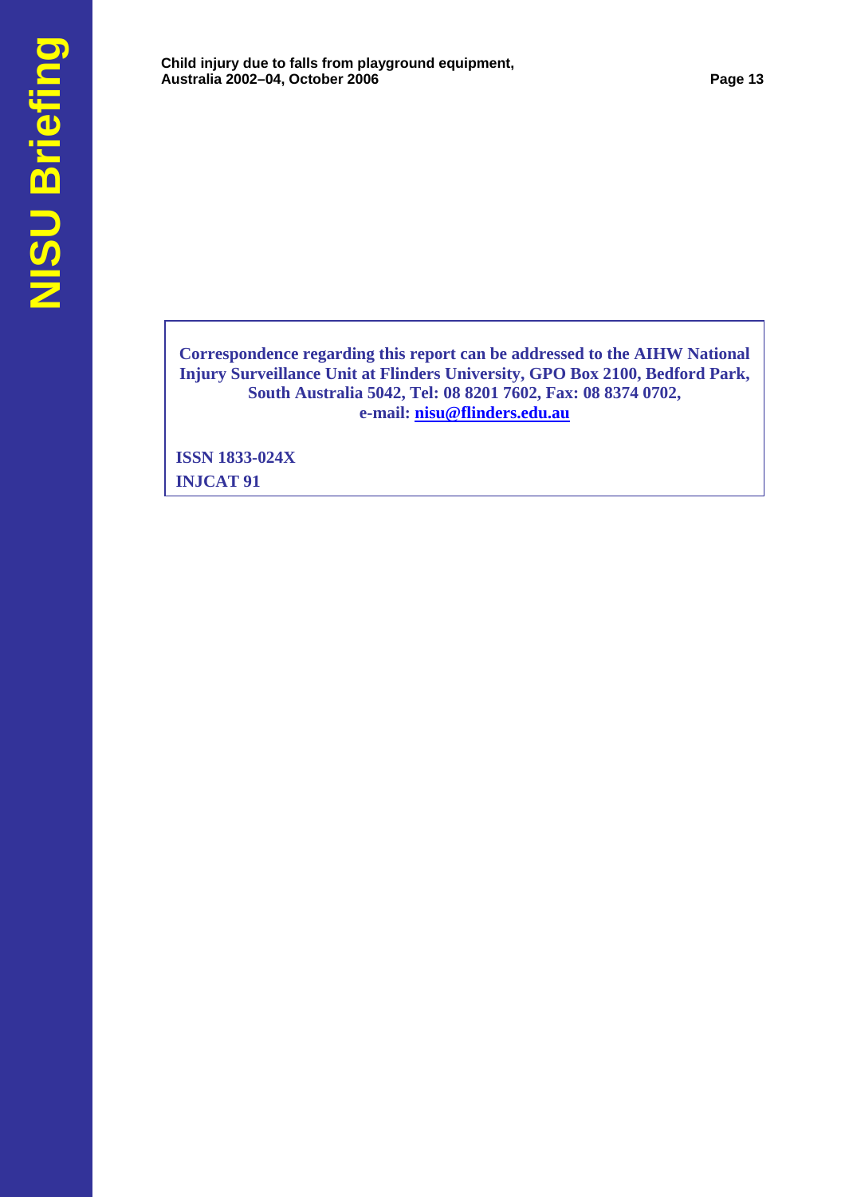**Correspondence regarding this report can be addressed to the AIHW National Injury Surveillance Unit at Flinders University, GPO Box 2100, Bedford Park, South Australia 5042, Tel: 08 8201 7602, Fax: 08 8374 0702, e-mail: nisu@flinders.edu.au**

**ISSN 1833-024X**

**INJCAT 91**